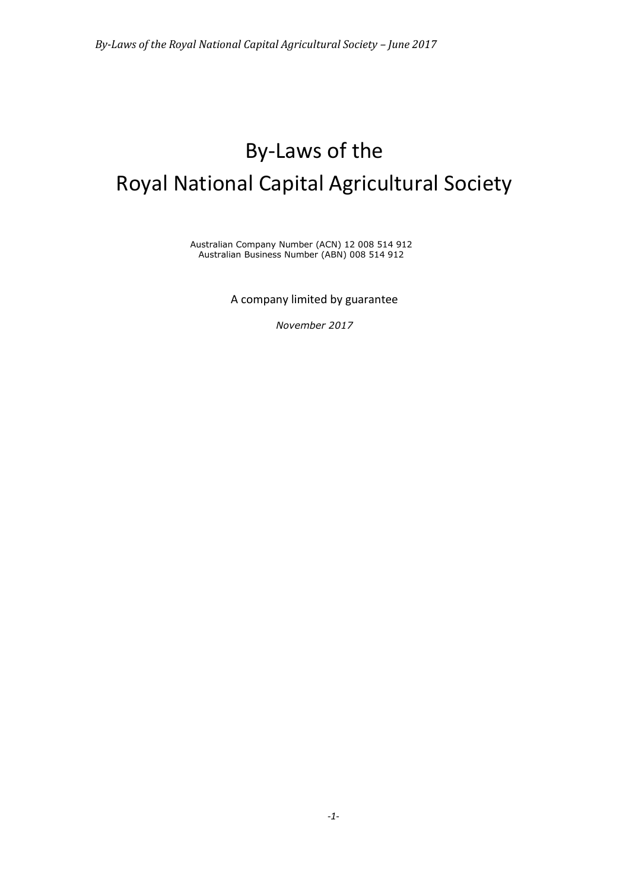# By-Laws of the Royal National Capital Agricultural Society

Australian Company Number (ACN) 12 008 514 912
Australian Business Number (ABN) 008 514 912

A company limited by guarantee

*November 2017*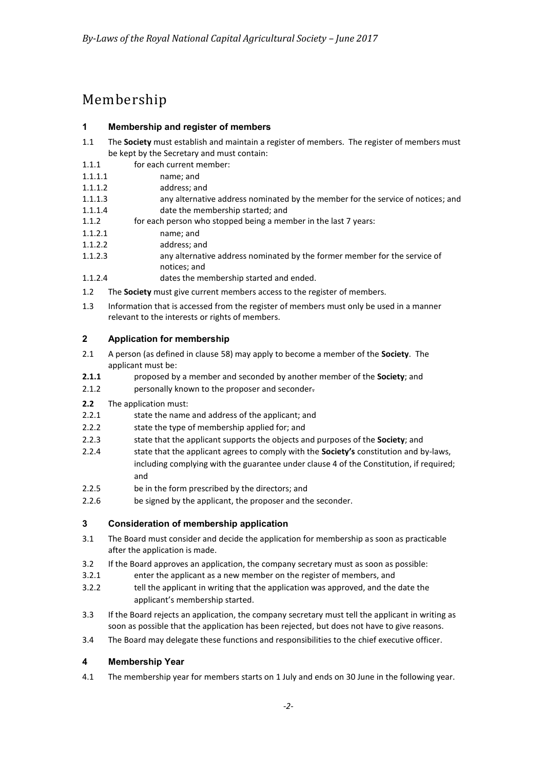# Membership

## 1 Membership and register of members

1.1 The **Society** must establish and maintain a register of members. The register of members must be kept by the Secretary and must contain:

1.1.1 for each current member:

1.1.1.1 name; and

1.1.1.2 address; and

1.1.1.3 any alternative address nominated by the member for the service of notices; and

1.1.1.4 date the membership started; and

1.1.2 for each person who stopped being a member in the last 7 years:

1.1.2.1 name; and

1.1.2.2 address; and

1.1.2.3 any alternative address nominated by the former member for the service of notices; and

1.1.2.4 dates the membership started and ended.

1.2 The **Society** must give current members access to the register of members.

1.3 Information that is accessed from the register of members must only be used in a manner relevant to the interests or rights of members.

## 2 Application for membership

2.1 A person (as defined in clause 58) may apply to become a member of the **Society**. The applicant must be:

**2.1.1** proposed by a member and seconded by another member of the **Society**; and

2.1.2 personally known to the proposer and seconder.

**2.2** The application must:

2.2.1 state the name and address of the applicant; and

2.2.2 state the type of membership applied for; and

2.2.3 state that the applicant supports the objects and purposes of the **Society**; and

2.2.4 state that the applicant agrees to comply with the **Society's** constitution and by-laws, including complying with the guarantee under clause 4 of the Constitution, if required; and

2.2.5 be in the form prescribed by the directors; and

2.2.6 be signed by the applicant, the proposer and the seconder.

## 3 Consideration of membership application

3.1 The Board must consider and decide the application for membership as soon as practicable after the application is made.

3.2 If the Board approves an application, the company secretary must as soon as possible:

3.2.1 enter the applicant as a new member on the register of members, and

3.2.2 tell the applicant in writing that the application was approved, and the date the applicant's membership started.

3.3 If the Board rejects an application, the company secretary must tell the applicant in writing as soon as possible that the application has been rejected, but does not have to give reasons.

3.4 The Board may delegate these functions and responsibilities to the chief executive officer.

## 4 Membership Year

4.1 The membership year for members starts on 1 July and ends on 30 June in the following year.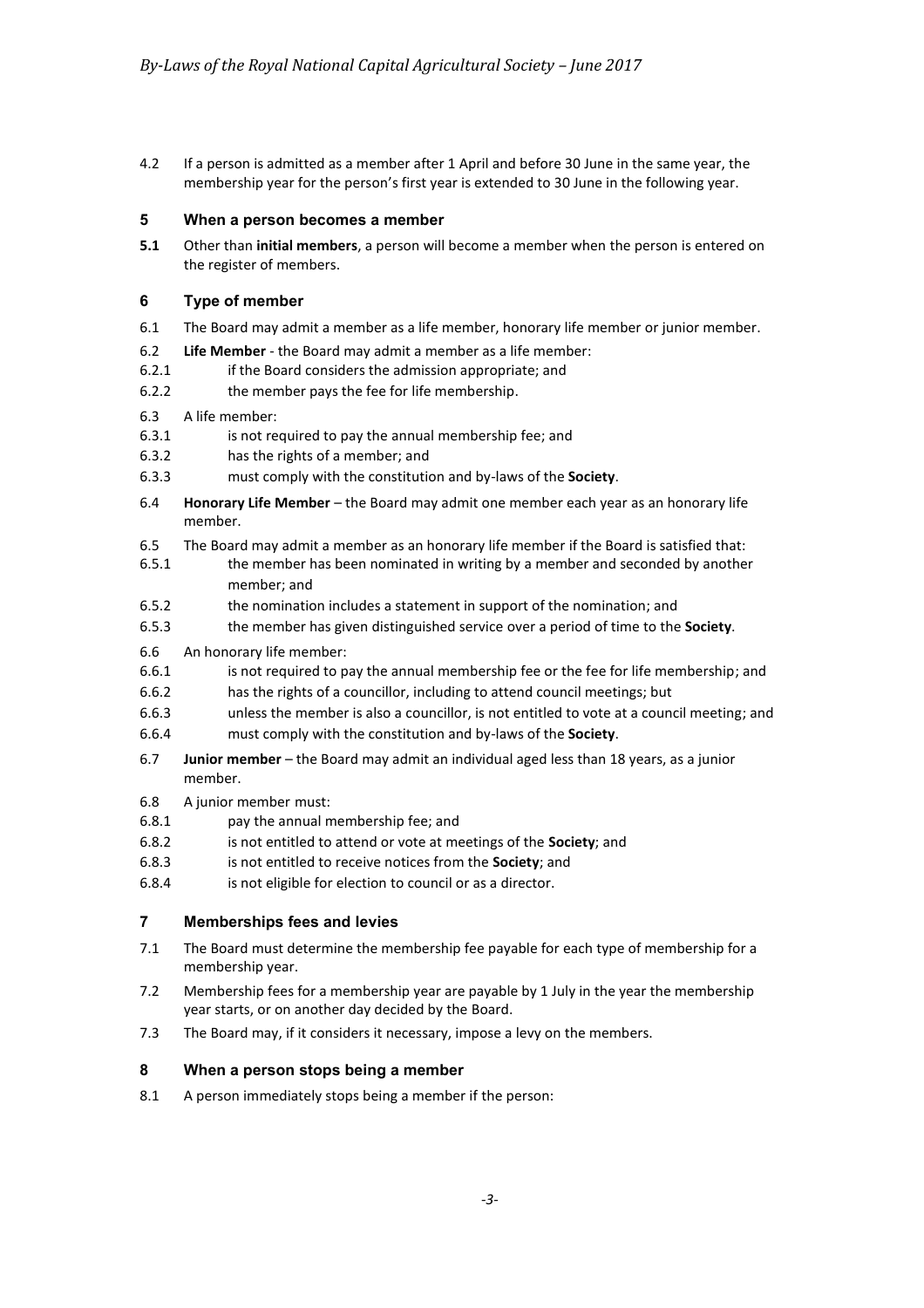4.2 If a person is admitted as a member after 1 April and before 30 June in the same year, the membership year for the person's first year is extended to 30 June in the following year.

## 5 When a person becomes a member

**5.1** Other than **initial members**, a person will become a member when the person is entered on the register of members.

## 6 Type of member

6.1 The Board may admit a member as a life member, honorary life member or junior member.

6.2 **Life Member** - the Board may admit a member as a life member:

6.2.1 if the Board considers the admission appropriate; and

6.2.2 the member pays the fee for life membership.

6.3 A life member:

6.3.1 is not required to pay the annual membership fee; and

6.3.2 has the rights of a member; and

6.3.3 must comply with the constitution and by-laws of the **Society**.

6.4 **Honorary Life Member** – the Board may admit one member each year as an honorary life member.

6.5 The Board may admit a member as an honorary life member if the Board is satisfied that:

6.5.1 the member has been nominated in writing by a member and seconded by another member; and

6.5.2 the nomination includes a statement in support of the nomination; and

6.5.3 the member has given distinguished service over a period of time to the **Society**.

6.6 An honorary life member:

6.6.1 is not required to pay the annual membership fee or the fee for life membership; and

6.6.2 has the rights of a councillor, including to attend council meetings; but

6.6.3 unless the member is also a councillor, is not entitled to vote at a council meeting; and

6.6.4 must comply with the constitution and by-laws of the **Society**.

6.7 **Junior member** – the Board may admit an individual aged less than 18 years, as a junior member.

6.8 A junior member must:

6.8.1 pay the annual membership fee; and

6.8.2 is not entitled to attend or vote at meetings of the **Society**; and

6.8.3 is not entitled to receive notices from the **Society**; and

6.8.4 is not eligible for election to council or as a director.

## 7 Memberships fees and levies

7.1 The Board must determine the membership fee payable for each type of membership for a membership year.

7.2 Membership fees for a membership year are payable by 1 July in the year the membership year starts, or on another day decided by the Board.

7.3 The Board may, if it considers it necessary, impose a levy on the members.

## 8 When a person stops being a member

8.1 A person immediately stops being a member if the person: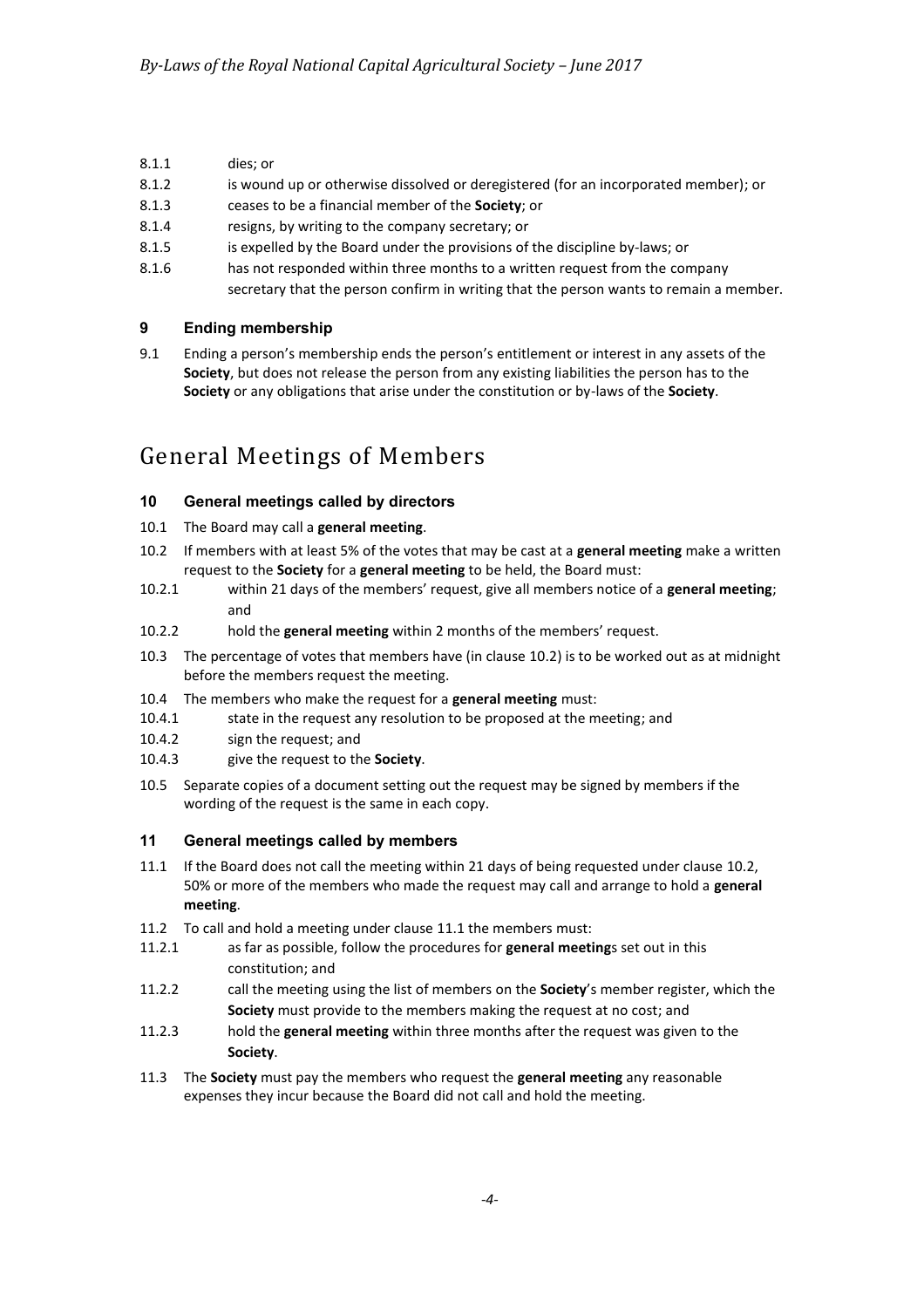8.1.1 dies; or

8.1.2 is wound up or otherwise dissolved or deregistered (for an incorporated member); or

8.1.3 ceases to be a financial member of the **Society**; or

8.1.4 resigns, by writing to the company secretary; or

8.1.5 is expelled by the Board under the provisions of the discipline by-laws; or

8.1.6 has not responded within three months to a written request from the company secretary that the person confirm in writing that the person wants to remain a member.

### 9 Ending membership

9.1 Ending a person's membership ends the person's entitlement or interest in any assets of the **Society**, but does not release the person from any existing liabilities the person has to the **Society** or any obligations that arise under the constitution or by-laws of the **Society**.

## General Meetings of Members

### 10 General meetings called by directors

10.1 The Board may call a **general meeting**.

10.2 If members with at least 5% of the votes that may be cast at a **general meeting** make a written request to the **Society** for a **general meeting** to be held, the Board must:

10.2.1 within 21 days of the members' request, give all members notice of a **general meeting**; and

10.2.2 hold the **general meeting** within 2 months of the members' request.

10.3 The percentage of votes that members have (in clause 10.2) is to be worked out as at midnight before the members request the meeting.

10.4 The members who make the request for a **general meeting** must:

10.4.1 state in the request any resolution to be proposed at the meeting; and

10.4.2 sign the request; and

10.4.3 give the request to the **Society**.

10.5 Separate copies of a document setting out the request may be signed by members if the wording of the request is the same in each copy.

### 11 General meetings called by members

11.1 If the Board does not call the meeting within 21 days of being requested under clause 10.2, 50% or more of the members who made the request may call and arrange to hold a **general meeting**.

11.2 To call and hold a meeting under clause 11.1 the members must:

11.2.1 as far as possible, follow the procedures for **general meeting**s set out in this constitution; and

11.2.2 call the meeting using the list of members on the **Society**'s member register, which the **Society** must provide to the members making the request at no cost; and

11.2.3 hold the **general meeting** within three months after the request was given to the **Society**.

11.3 The **Society** must pay the members who request the **general meeting** any reasonable expenses they incur because the Board did not call and hold the meeting.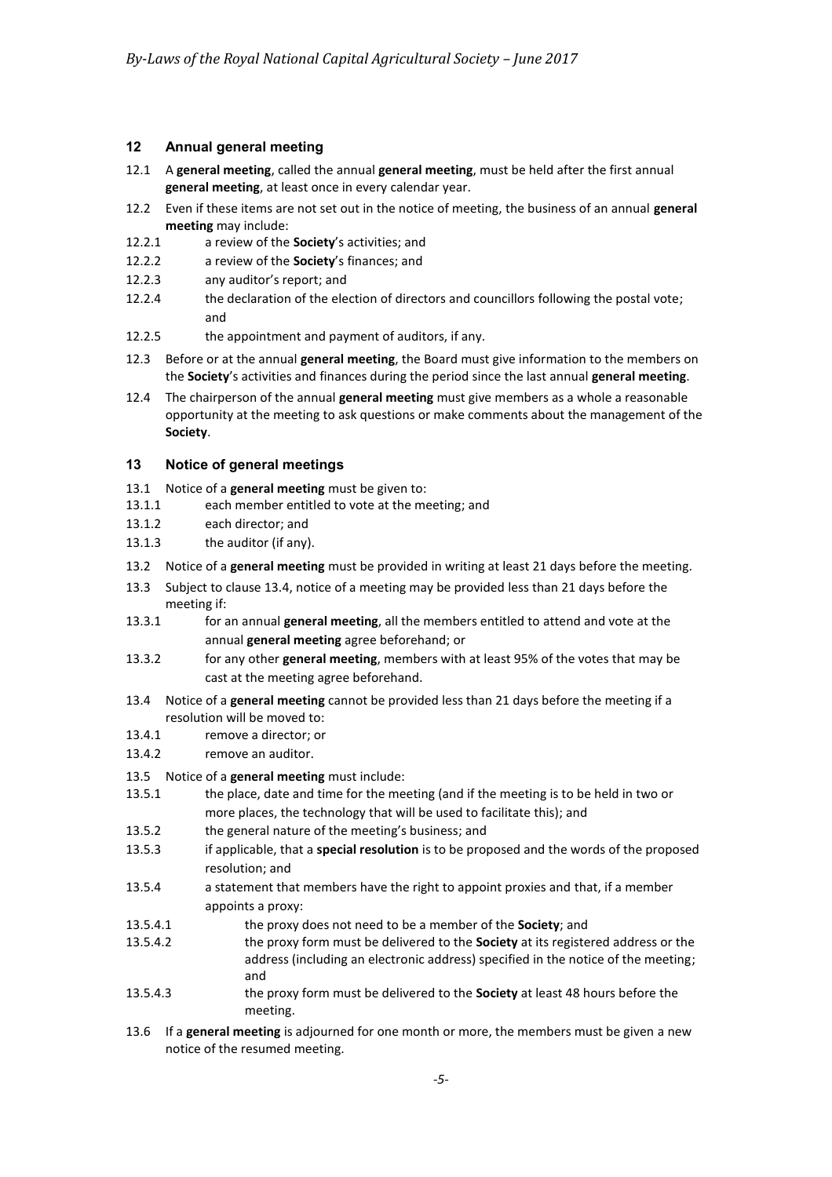## 12 Annual general meeting

12.1 A **general meeting**, called the annual **general meeting**, must be held after the first annual **general meeting**, at least once in every calendar year.

12.2 Even if these items are not set out in the notice of meeting, the business of an annual **general meeting** may include:

12.2.1 a review of the **Society**'s activities; and

12.2.2 a review of the **Society**'s finances; and

12.2.3 any auditor's report; and

12.2.4 the declaration of the election of directors and councillors following the postal vote; and

12.2.5 the appointment and payment of auditors, if any.

12.3 Before or at the annual **general meeting**, the Board must give information to the members on the **Society**'s activities and finances during the period since the last annual **general meeting**.

12.4 The chairperson of the annual **general meeting** must give members as a whole a reasonable opportunity at the meeting to ask questions or make comments about the management of the **Society**.

## 13 Notice of general meetings

13.1 Notice of a **general meeting** must be given to:

13.1.1 each member entitled to vote at the meeting; and

13.1.2 each director; and

13.1.3 the auditor (if any).

13.2 Notice of a **general meeting** must be provided in writing at least 21 days before the meeting.

13.3 Subject to clause 13.4, notice of a meeting may be provided less than 21 days before the meeting if:

13.3.1 for an annual **general meeting**, all the members entitled to attend and vote at the annual **general meeting** agree beforehand; or

13.3.2 for any other **general meeting**, members with at least 95% of the votes that may be cast at the meeting agree beforehand.

13.4 Notice of a **general meeting** cannot be provided less than 21 days before the meeting if a resolution will be moved to:

13.4.1 remove a director; or

13.4.2 remove an auditor.

13.5 Notice of a **general meeting** must include:

13.5.1 the place, date and time for the meeting (and if the meeting is to be held in two or more places, the technology that will be used to facilitate this); and

13.5.2 the general nature of the meeting's business; and

13.5.3 if applicable, that a **special resolution** is to be proposed and the words of the proposed resolution; and

13.5.4 a statement that members have the right to appoint proxies and that, if a member appoints a proxy:

13.5.4.1 the proxy does not need to be a member of the **Society**; and

13.5.4.2 the proxy form must be delivered to the **Society** at its registered address or the address (including an electronic address) specified in the notice of the meeting; and

13.5.4.3 the proxy form must be delivered to the **Society** at least 48 hours before the meeting.

13.6 If a **general meeting** is adjourned for one month or more, the members must be given a new notice of the resumed meeting.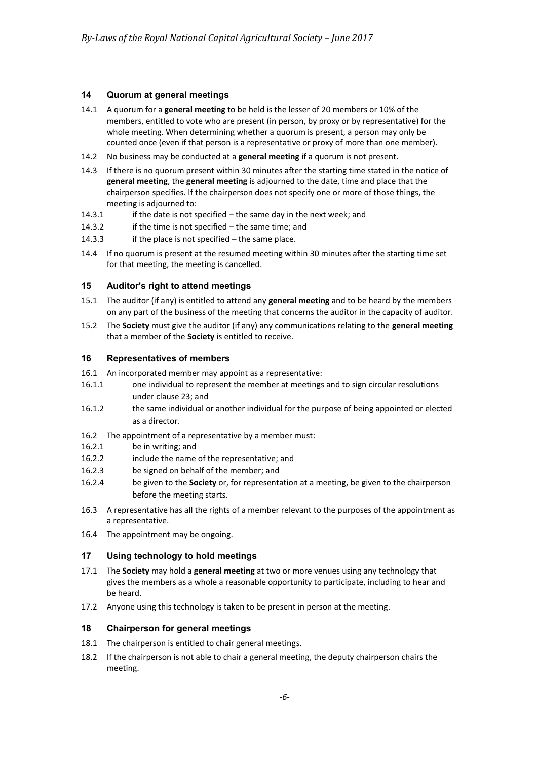## 14 Quorum at general meetings

14.1 A quorum for a **general meeting** to be held is the lesser of 20 members or 10% of the members, entitled to vote who are present (in person, by proxy or by representative) for the whole meeting. When determining whether a quorum is present, a person may only be counted once (even if that person is a representative or proxy of more than one member).

14.2 No business may be conducted at a **general meeting** if a quorum is not present.

14.3 If there is no quorum present within 30 minutes after the starting time stated in the notice of **general meeting**, the **general meeting** is adjourned to the date, time and place that the chairperson specifies. If the chairperson does not specify one or more of those things, the meeting is adjourned to:

14.3.1 if the date is not specified – the same day in the next week; and

14.3.2 if the time is not specified – the same time; and

14.3.3 if the place is not specified – the same place.

14.4 If no quorum is present at the resumed meeting within 30 minutes after the starting time set for that meeting, the meeting is cancelled.

## 15 Auditor's right to attend meetings

15.1 The auditor (if any) is entitled to attend any **general meeting** and to be heard by the members on any part of the business of the meeting that concerns the auditor in the capacity of auditor.

15.2 The **Society** must give the auditor (if any) any communications relating to the **general meeting** that a member of the **Society** is entitled to receive.

## 16 Representatives of members

16.1 An incorporated member may appoint as a representative:

16.1.1 one individual to represent the member at meetings and to sign circular resolutions under clause 23; and

16.1.2 the same individual or another individual for the purpose of being appointed or elected as a director.

16.2 The appointment of a representative by a member must:

16.2.1 be in writing; and

16.2.2 include the name of the representative; and

16.2.3 be signed on behalf of the member; and

16.2.4 be given to the **Society** or, for representation at a meeting, be given to the chairperson before the meeting starts.

16.3 A representative has all the rights of a member relevant to the purposes of the appointment as a representative.

16.4 The appointment may be ongoing.

## 17 Using technology to hold meetings

17.1 The **Society** may hold a **general meeting** at two or more venues using any technology that gives the members as a whole a reasonable opportunity to participate, including to hear and be heard.

17.2 Anyone using this technology is taken to be present in person at the meeting.

## 18 Chairperson for general meetings

18.1 The chairperson is entitled to chair general meetings.

18.2 If the chairperson is not able to chair a general meeting, the deputy chairperson chairs the meeting.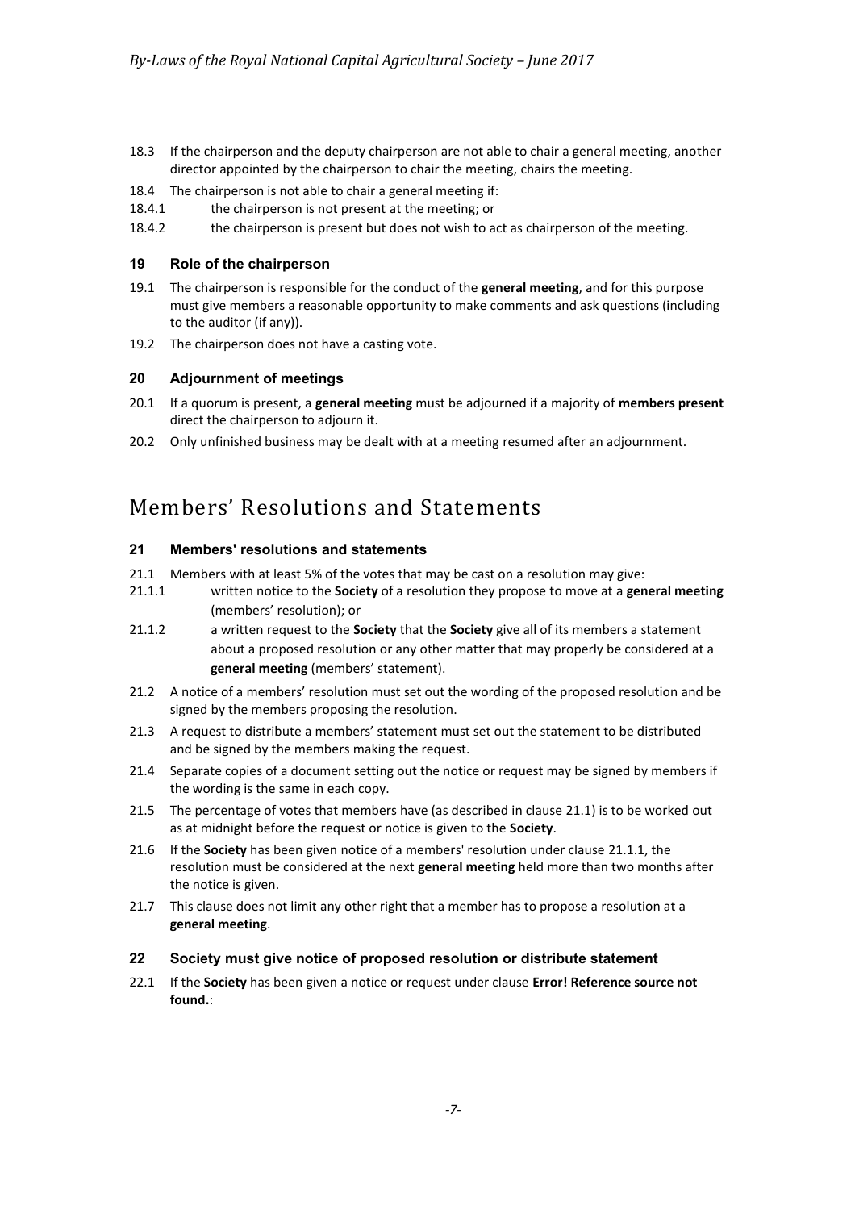18.3 If the chairperson and the deputy chairperson are not able to chair a general meeting, another director appointed by the chairperson to chair the meeting, chairs the meeting.

18.4 The chairperson is not able to chair a general meeting if:

18.4.1 the chairperson is not present at the meeting; or

18.4.2 the chairperson is present but does not wish to act as chairperson of the meeting.

### 19 Role of the chairperson

19.1 The chairperson is responsible for the conduct of the **general meeting**, and for this purpose must give members a reasonable opportunity to make comments and ask questions (including to the auditor (if any)).

19.2 The chairperson does not have a casting vote.

### 20 Adjournment of meetings

20.1 If a quorum is present, a **general meeting** must be adjourned if a majority of **members present** direct the chairperson to adjourn it.

20.2 Only unfinished business may be dealt with at a meeting resumed after an adjournment.

## Members' Resolutions and Statements

### 21 Members' resolutions and statements

21.1 Members with at least 5% of the votes that may be cast on a resolution may give:

21.1.1 written notice to the **Society** of a resolution they propose to move at a **general meeting** (members' resolution); or

21.1.2 a written request to the **Society** that the **Society** give all of its members a statement about a proposed resolution or any other matter that may properly be considered at a **general meeting** (members' statement).

21.2 A notice of a members' resolution must set out the wording of the proposed resolution and be signed by the members proposing the resolution.

21.3 A request to distribute a members' statement must set out the statement to be distributed and be signed by the members making the request.

21.4 Separate copies of a document setting out the notice or request may be signed by members if the wording is the same in each copy.

21.5 The percentage of votes that members have (as described in clause 21.1) is to be worked out as at midnight before the request or notice is given to the **Society**.

21.6 If the **Society** has been given notice of a members' resolution under clause 21.1.1, the resolution must be considered at the next **general meeting** held more than two months after the notice is given.

21.7 This clause does not limit any other right that a member has to propose a resolution at a **general meeting**.

### 22 Society must give notice of proposed resolution or distribute statement

22.1 If the **Society** has been given a notice or request under clause **Error! Reference source not found.**: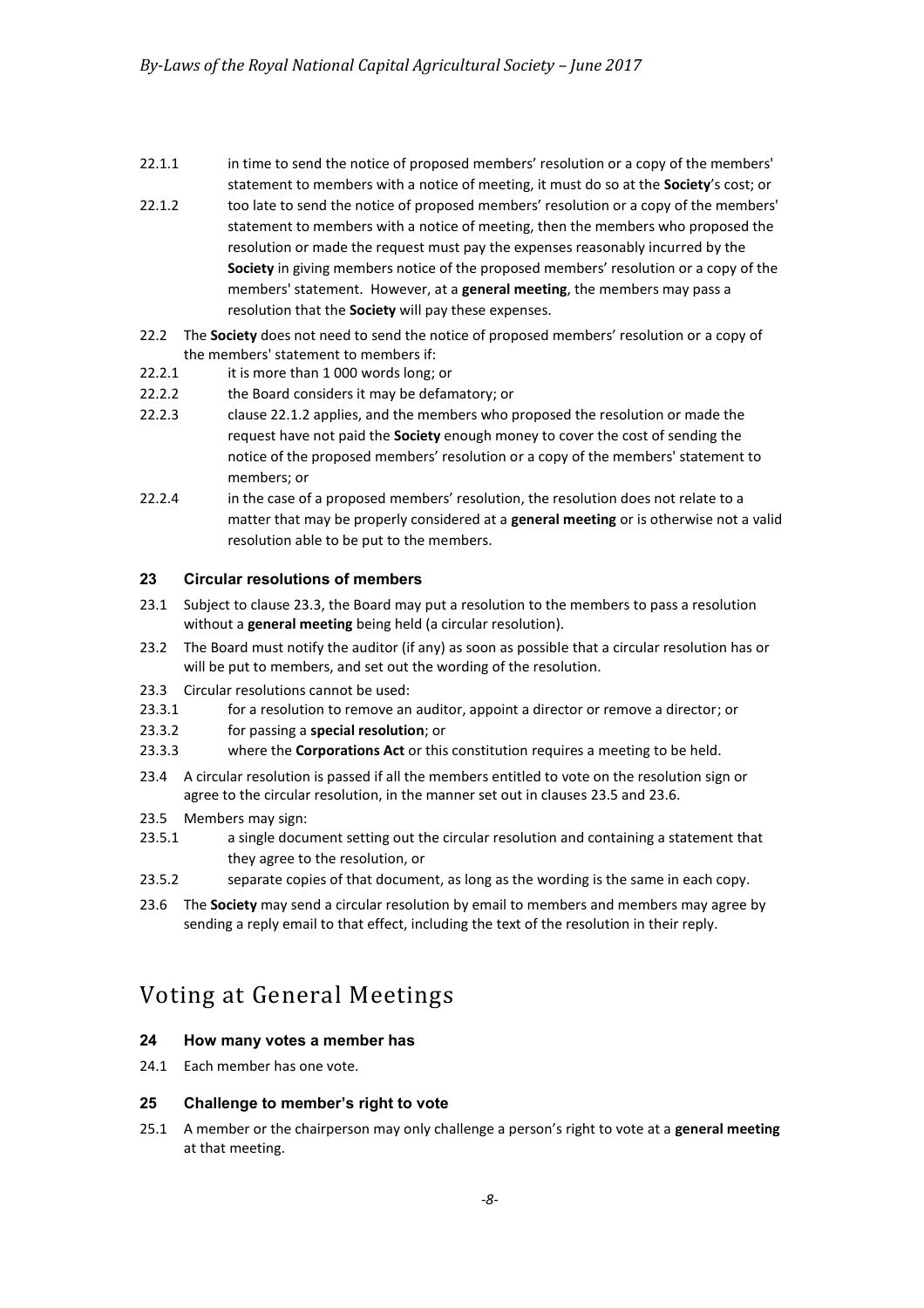22.1.1 in time to send the notice of proposed members' resolution or a copy of the members' statement to members with a notice of meeting, it must do so at the **Society**'s cost; or

22.1.2 too late to send the notice of proposed members' resolution or a copy of the members' statement to members with a notice of meeting, then the members who proposed the resolution or made the request must pay the expenses reasonably incurred by the **Society** in giving members notice of the proposed members' resolution or a copy of the members' statement. However, at a **general meeting**, the members may pass a resolution that the **Society** will pay these expenses.

22.2 The **Society** does not need to send the notice of proposed members' resolution or a copy of the members' statement to members if:

22.2.1 it is more than 1 000 words long; or

22.2.2 the Board considers it may be defamatory; or

22.2.3 clause 22.1.2 applies, and the members who proposed the resolution or made the request have not paid the **Society** enough money to cover the cost of sending the notice of the proposed members' resolution or a copy of the members' statement to members; or

22.2.4 in the case of a proposed members' resolution, the resolution does not relate to a matter that may be properly considered at a **general meeting** or is otherwise not a valid resolution able to be put to the members.

### 23 Circular resolutions of members

23.1 Subject to clause 23.3, the Board may put a resolution to the members to pass a resolution without a **general meeting** being held (a circular resolution).

23.2 The Board must notify the auditor (if any) as soon as possible that a circular resolution has or will be put to members, and set out the wording of the resolution.

23.3 Circular resolutions cannot be used:

23.3.1 for a resolution to remove an auditor, appoint a director or remove a director; or

23.3.2 for passing a **special resolution**; or

23.3.3 where the **Corporations Act** or this constitution requires a meeting to be held.

23.4 A circular resolution is passed if all the members entitled to vote on the resolution sign or agree to the circular resolution, in the manner set out in clauses 23.5 and 23.6.

23.5 Members may sign:

23.5.1 a single document setting out the circular resolution and containing a statement that they agree to the resolution, or

23.5.2 separate copies of that document, as long as the wording is the same in each copy.

23.6 The **Society** may send a circular resolution by email to members and members may agree by sending a reply email to that effect, including the text of the resolution in their reply.

## Voting at General Meetings

### 24 How many votes a member has

24.1 Each member has one vote.

### 25 Challenge to member's right to vote

25.1 A member or the chairperson may only challenge a person's right to vote at a **general meeting** at that meeting.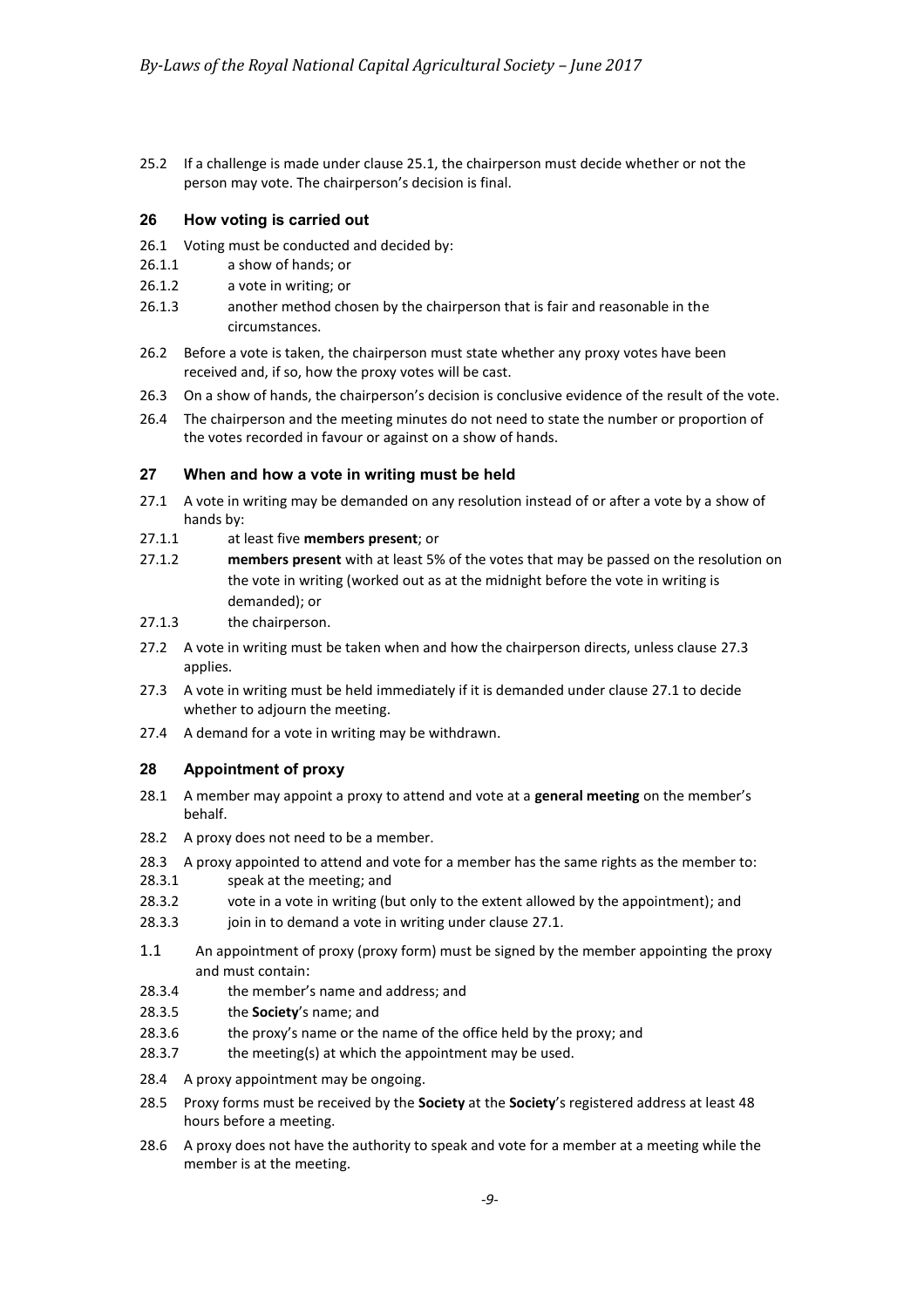25.2 If a challenge is made under clause 25.1, the chairperson must decide whether or not the person may vote. The chairperson's decision is final.

## 26 How voting is carried out

26.1 Voting must be conducted and decided by:

26.1.1 a show of hands; or

26.1.2 a vote in writing; or

26.1.3 another method chosen by the chairperson that is fair and reasonable in the circumstances.

26.2 Before a vote is taken, the chairperson must state whether any proxy votes have been received and, if so, how the proxy votes will be cast.

26.3 On a show of hands, the chairperson's decision is conclusive evidence of the result of the vote.

26.4 The chairperson and the meeting minutes do not need to state the number or proportion of the votes recorded in favour or against on a show of hands.

## 27 When and how a vote in writing must be held

27.1 A vote in writing may be demanded on any resolution instead of or after a vote by a show of hands by:

27.1.1 at least five **members present**; or

27.1.2 **members present** with at least 5% of the votes that may be passed on the resolution on the vote in writing (worked out as at the midnight before the vote in writing is demanded); or

27.1.3 the chairperson.

27.2 A vote in writing must be taken when and how the chairperson directs, unless clause 27.3 applies.

27.3 A vote in writing must be held immediately if it is demanded under clause 27.1 to decide whether to adjourn the meeting.

27.4 A demand for a vote in writing may be withdrawn.

## 28 Appointment of proxy

28.1 A member may appoint a proxy to attend and vote at a **general meeting** on the member's behalf.

28.2 A proxy does not need to be a member.

28.3 A proxy appointed to attend and vote for a member has the same rights as the member to:

28.3.1 speak at the meeting; and

28.3.2 vote in a vote in writing (but only to the extent allowed by the appointment); and

28.3.3 join in to demand a vote in writing under clause 27.1.

1.1 An appointment of proxy (proxy form) must be signed by the member appointing the proxy and must contain:

28.3.4 the member's name and address; and

28.3.5 the **Society**'s name; and

28.3.6 the proxy's name or the name of the office held by the proxy; and

28.3.7 the meeting(s) at which the appointment may be used.

28.4 A proxy appointment may be ongoing.

28.5 Proxy forms must be received by the **Society** at the **Society**'s registered address at least 48 hours before a meeting.

28.6 A proxy does not have the authority to speak and vote for a member at a meeting while the member is at the meeting.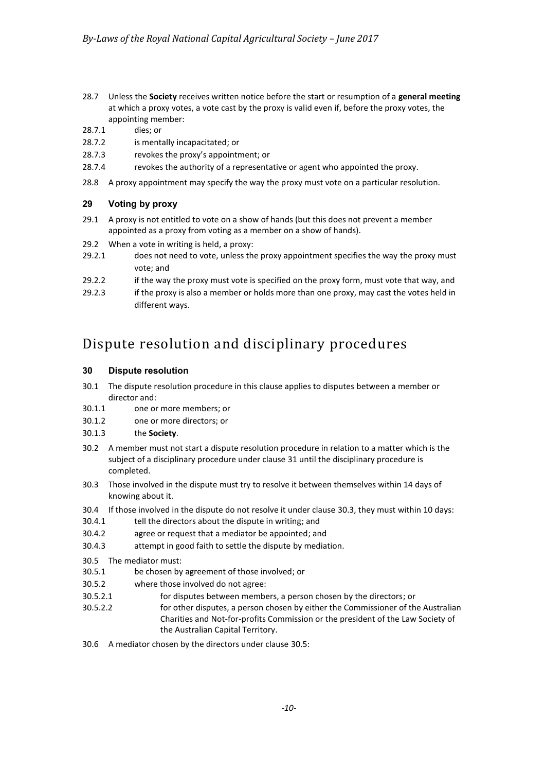28.7 Unless the **Society** receives written notice before the start or resumption of a **general meeting** at which a proxy votes, a vote cast by the proxy is valid even if, before the proxy votes, the appointing member:

28.7.1 dies; or

28.7.2 is mentally incapacitated; or

28.7.3 revokes the proxy's appointment; or

28.7.4 revokes the authority of a representative or agent who appointed the proxy.

28.8 A proxy appointment may specify the way the proxy must vote on a particular resolution.

### 29 Voting by proxy

29.1 A proxy is not entitled to vote on a show of hands (but this does not prevent a member appointed as a proxy from voting as a member on a show of hands).

29.2 When a vote in writing is held, a proxy:

29.2.1 does not need to vote, unless the proxy appointment specifies the way the proxy must vote; and

29.2.2 if the way the proxy must vote is specified on the proxy form, must vote that way, and

29.2.3 if the proxy is also a member or holds more than one proxy, may cast the votes held in different ways.

## Dispute resolution and disciplinary procedures

### 30 Dispute resolution

30.1 The dispute resolution procedure in this clause applies to disputes between a member or director and:

30.1.1 one or more members; or

30.1.2 one or more directors; or

30.1.3 the **Society**.

30.2 A member must not start a dispute resolution procedure in relation to a matter which is the subject of a disciplinary procedure under clause 31 until the disciplinary procedure is completed.

30.3 Those involved in the dispute must try to resolve it between themselves within 14 days of knowing about it.

30.4 If those involved in the dispute do not resolve it under clause 30.3, they must within 10 days:

30.4.1 tell the directors about the dispute in writing; and

30.4.2 agree or request that a mediator be appointed; and

30.4.3 attempt in good faith to settle the dispute by mediation.

30.5 The mediator must:

30.5.1 be chosen by agreement of those involved; or

30.5.2 where those involved do not agree:

30.5.2.1 for disputes between members, a person chosen by the directors; or

30.5.2.2 for other disputes, a person chosen by either the Commissioner of the Australian Charities and Not-for-profits Commission or the president of the Law Society of the Australian Capital Territory.

30.6 A mediator chosen by the directors under clause 30.5: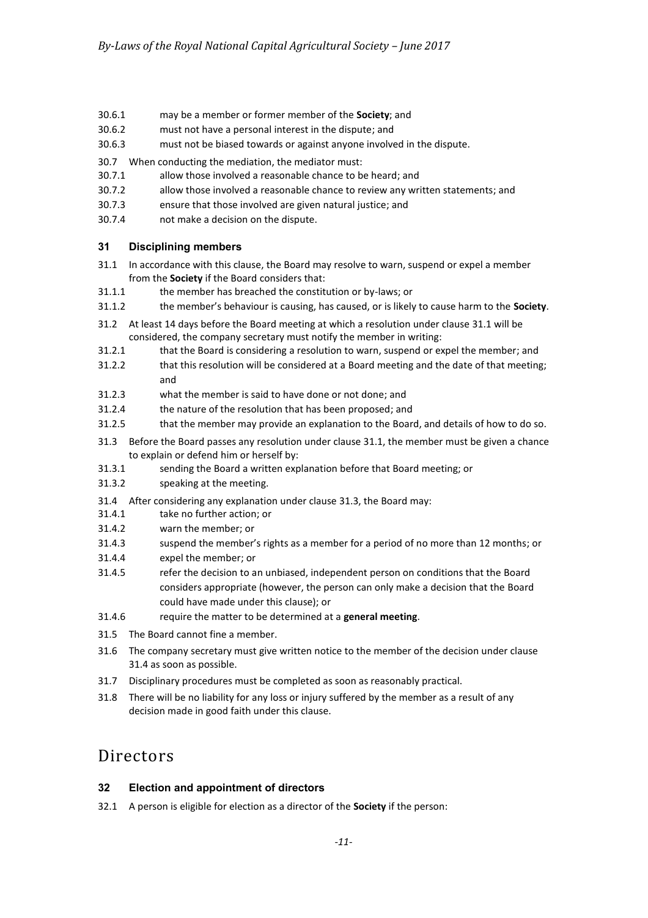30.6.1 may be a member or former member of the **Society**; and

30.6.2 must not have a personal interest in the dispute; and

30.6.3 must not be biased towards or against anyone involved in the dispute.

30.7 When conducting the mediation, the mediator must:

30.7.1 allow those involved a reasonable chance to be heard; and

30.7.2 allow those involved a reasonable chance to review any written statements; and

30.7.3 ensure that those involved are given natural justice; and

30.7.4 not make a decision on the dispute.

### 31 Disciplining members

31.1 In accordance with this clause, the Board may resolve to warn, suspend or expel a member from the **Society** if the Board considers that:

31.1.1 the member has breached the constitution or by-laws; or

31.1.2 the member's behaviour is causing, has caused, or is likely to cause harm to the **Society**.

31.2 At least 14 days before the Board meeting at which a resolution under clause 31.1 will be considered, the company secretary must notify the member in writing:

31.2.1 that the Board is considering a resolution to warn, suspend or expel the member; and

31.2.2 that this resolution will be considered at a Board meeting and the date of that meeting; and

31.2.3 what the member is said to have done or not done; and

31.2.4 the nature of the resolution that has been proposed; and

31.2.5 that the member may provide an explanation to the Board, and details of how to do so.

31.3 Before the Board passes any resolution under clause 31.1, the member must be given a chance to explain or defend him or herself by:

31.3.1 sending the Board a written explanation before that Board meeting; or

31.3.2 speaking at the meeting.

31.4 After considering any explanation under clause 31.3, the Board may:

31.4.1 take no further action; or

31.4.2 warn the member; or

31.4.3 suspend the member's rights as a member for a period of no more than 12 months; or

31.4.4 expel the member; or

31.4.5 refer the decision to an unbiased, independent person on conditions that the Board considers appropriate (however, the person can only make a decision that the Board could have made under this clause); or

31.4.6 require the matter to be determined at a **general meeting**.

31.5 The Board cannot fine a member.

31.6 The company secretary must give written notice to the member of the decision under clause 31.4 as soon as possible.

31.7 Disciplinary procedures must be completed as soon as reasonably practical.

31.8 There will be no liability for any loss or injury suffered by the member as a result of any decision made in good faith under this clause.

## Directors

### 32 Election and appointment of directors

32.1 A person is eligible for election as a director of the **Society** if the person: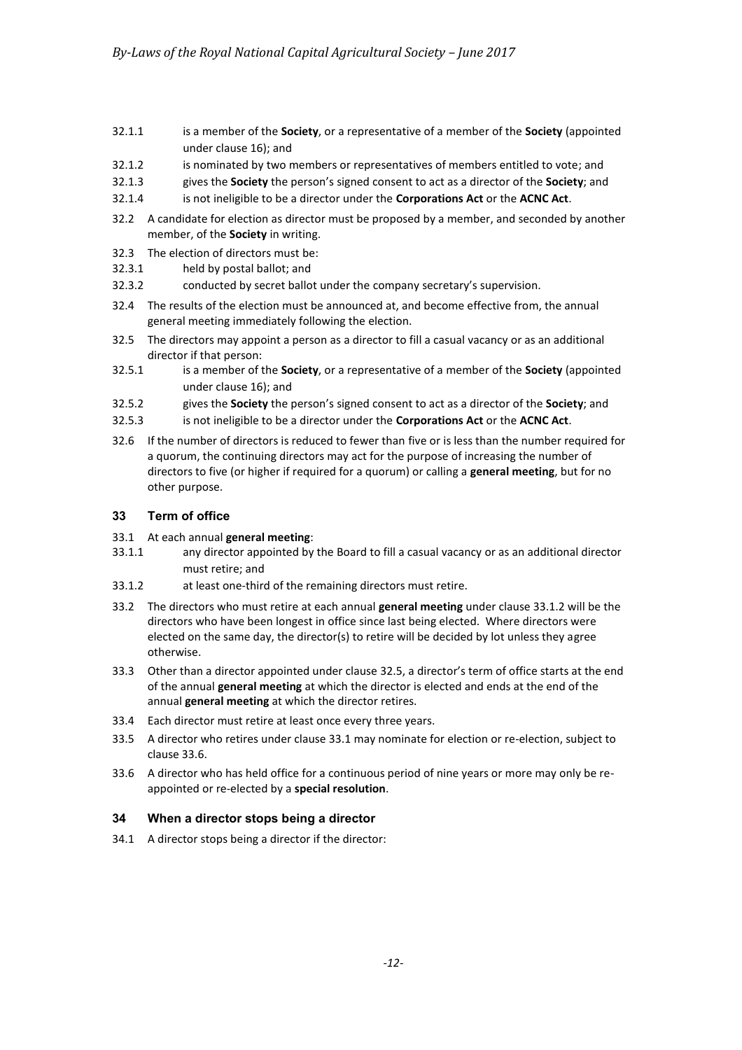32.1.1 is a member of the **Society**, or a representative of a member of the **Society** (appointed under clause 16); and

32.1.2 is nominated by two members or representatives of members entitled to vote; and

32.1.3 gives the **Society** the person's signed consent to act as a director of the **Society**; and

32.1.4 is not ineligible to be a director under the **Corporations Act** or the **ACNC Act**.

32.2 A candidate for election as director must be proposed by a member, and seconded by another member, of the **Society** in writing.

32.3 The election of directors must be:

32.3.1 held by postal ballot; and

32.3.2 conducted by secret ballot under the company secretary's supervision.

32.4 The results of the election must be announced at, and become effective from, the annual general meeting immediately following the election.

32.5 The directors may appoint a person as a director to fill a casual vacancy or as an additional director if that person:

32.5.1 is a member of the **Society**, or a representative of a member of the **Society** (appointed under clause 16); and

32.5.2 gives the **Society** the person's signed consent to act as a director of the **Society**; and

32.5.3 is not ineligible to be a director under the **Corporations Act** or the **ACNC Act**.

32.6 If the number of directors is reduced to fewer than five or is less than the number required for a quorum, the continuing directors may act for the purpose of increasing the number of directors to five (or higher if required for a quorum) or calling a **general meeting**, but for no other purpose.

### 33 Term of office

33.1 At each annual **general meeting**:

33.1.1 any director appointed by the Board to fill a casual vacancy or as an additional director must retire; and

33.1.2 at least one-third of the remaining directors must retire.

33.2 The directors who must retire at each annual **general meeting** under clause 33.1.2 will be the directors who have been longest in office since last being elected. Where directors were elected on the same day, the director(s) to retire will be decided by lot unless they agree otherwise.

33.3 Other than a director appointed under clause 32.5, a director's term of office starts at the end of the annual **general meeting** at which the director is elected and ends at the end of the annual **general meeting** at which the director retires.

33.4 Each director must retire at least once every three years.

33.5 A director who retires under clause 33.1 may nominate for election or re-election, subject to clause 33.6.

33.6 A director who has held office for a continuous period of nine years or more may only be re-appointed or re-elected by a **special resolution**.

### 34 When a director stops being a director

34.1 A director stops being a director if the director: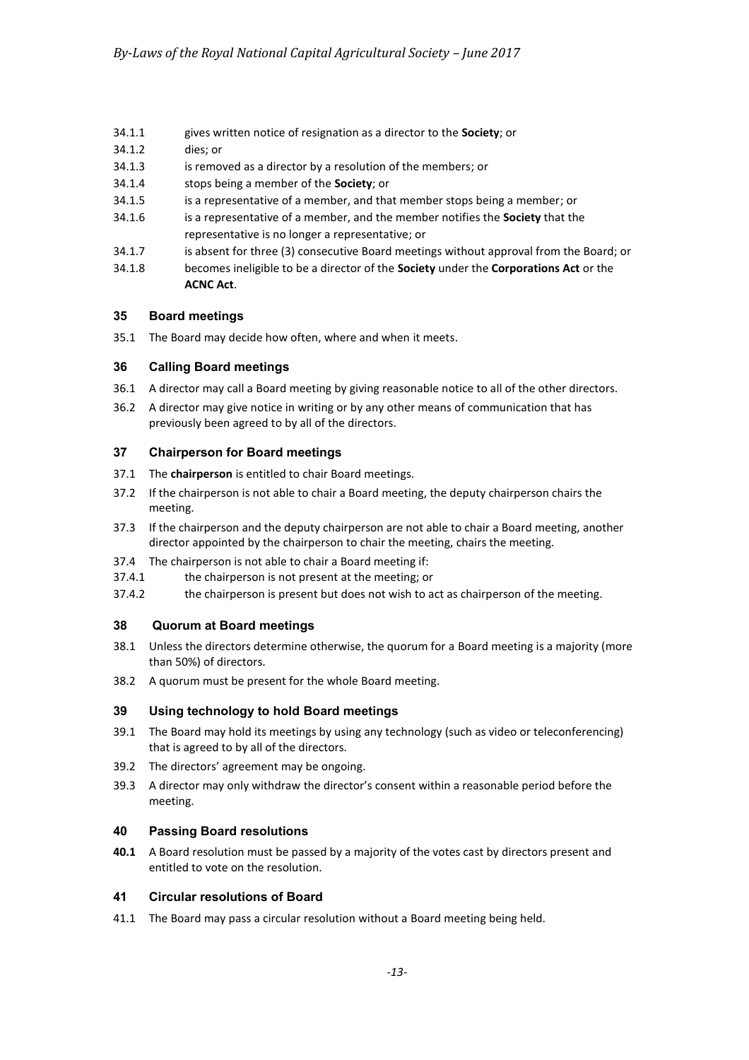34.1.1 gives written notice of resignation as a director to the **Society**; or

34.1.2 dies; or

34.1.3 is removed as a director by a resolution of the members; or

34.1.4 stops being a member of the **Society**; or

34.1.5 is a representative of a member, and that member stops being a member; or

34.1.6 is a representative of a member, and the member notifies the **Society** that the representative is no longer a representative; or

34.1.7 is absent for three (3) consecutive Board meetings without approval from the Board; or

34.1.8 becomes ineligible to be a director of the **Society** under the **Corporations Act** or the **ACNC Act**.

## 35 Board meetings

35.1 The Board may decide how often, where and when it meets.

## 36 Calling Board meetings

36.1 A director may call a Board meeting by giving reasonable notice to all of the other directors.

36.2 A director may give notice in writing or by any other means of communication that has previously been agreed to by all of the directors.

## 37 Chairperson for Board meetings

37.1 The **chairperson** is entitled to chair Board meetings.

37.2 If the chairperson is not able to chair a Board meeting, the deputy chairperson chairs the meeting.

37.3 If the chairperson and the deputy chairperson are not able to chair a Board meeting, another director appointed by the chairperson to chair the meeting, chairs the meeting.

37.4 The chairperson is not able to chair a Board meeting if:

37.4.1 the chairperson is not present at the meeting; or

37.4.2 the chairperson is present but does not wish to act as chairperson of the meeting.

## 38 Quorum at Board meetings

38.1 Unless the directors determine otherwise, the quorum for a Board meeting is a majority (more than 50%) of directors.

38.2 A quorum must be present for the whole Board meeting.

## 39 Using technology to hold Board meetings

39.1 The Board may hold its meetings by using any technology (such as video or teleconferencing) that is agreed to by all of the directors.

39.2 The directors' agreement may be ongoing.

39.3 A director may only withdraw the director's consent within a reasonable period before the meeting.

## 40 Passing Board resolutions

**40.1** A Board resolution must be passed by a majority of the votes cast by directors present and entitled to vote on the resolution.

## 41 Circular resolutions of Board

41.1 The Board may pass a circular resolution without a Board meeting being held.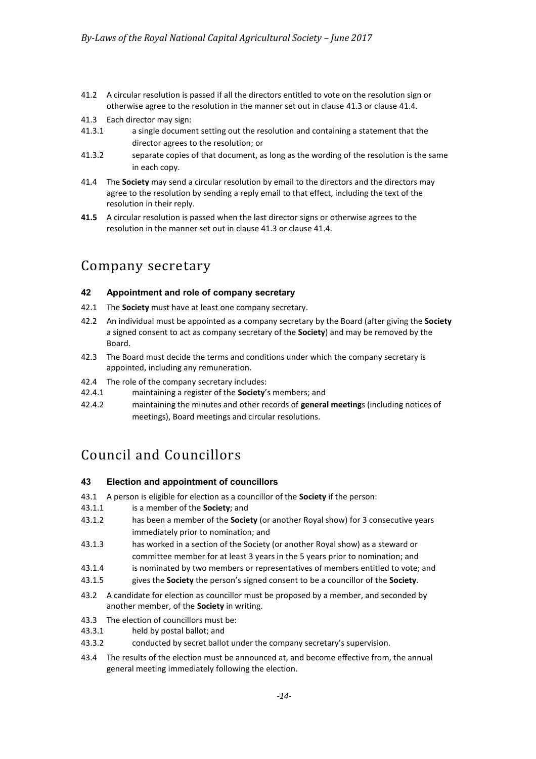41.2 A circular resolution is passed if all the directors entitled to vote on the resolution sign or otherwise agree to the resolution in the manner set out in clause 41.3 or clause 41.4.

41.3 Each director may sign:

41.3.1 a single document setting out the resolution and containing a statement that the director agrees to the resolution; or

41.3.2 separate copies of that document, as long as the wording of the resolution is the same in each copy.

41.4 The **Society** may send a circular resolution by email to the directors and the directors may agree to the resolution by sending a reply email to that effect, including the text of the resolution in their reply.

**41.5** A circular resolution is passed when the last director signs or otherwise agrees to the resolution in the manner set out in clause 41.3 or clause 41.4.

# Company secretary

### 42 Appointment and role of company secretary

42.1 The **Society** must have at least one company secretary.

42.2 An individual must be appointed as a company secretary by the Board (after giving the **Society** a signed consent to act as company secretary of the **Society**) and may be removed by the Board.

42.3 The Board must decide the terms and conditions under which the company secretary is appointed, including any remuneration.

42.4 The role of the company secretary includes:

42.4.1 maintaining a register of the **Society**'s members; and

42.4.2 maintaining the minutes and other records of **general meeting**s (including notices of meetings), Board meetings and circular resolutions.

# Council and Councillors

### 43 Election and appointment of councillors

43.1 A person is eligible for election as a councillor of the **Society** if the person:

43.1.1 is a member of the **Society**; and

43.1.2 has been a member of the **Society** (or another Royal show) for 3 consecutive years immediately prior to nomination; and

43.1.3 has worked in a section of the Society (or another Royal show) as a steward or committee member for at least 3 years in the 5 years prior to nomination; and

43.1.4 is nominated by two members or representatives of members entitled to vote; and

43.1.5 gives the **Society** the person's signed consent to be a councillor of the **Society**.

43.2 A candidate for election as councillor must be proposed by a member, and seconded by another member, of the **Society** in writing.

43.3 The election of councillors must be:

43.3.1 held by postal ballot; and

43.3.2 conducted by secret ballot under the company secretary's supervision.

43.4 The results of the election must be announced at, and become effective from, the annual general meeting immediately following the election.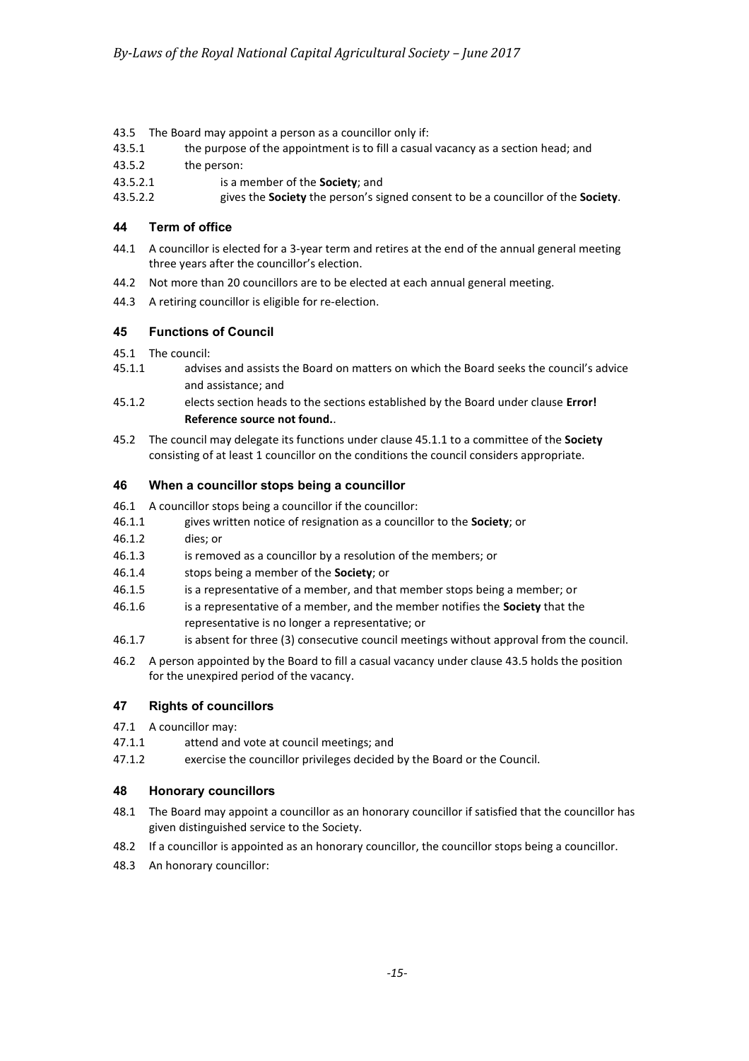43.5 The Board may appoint a person as a councillor only if:

43.5.1 the purpose of the appointment is to fill a casual vacancy as a section head; and

43.5.2 the person:

43.5.2.1 is a member of the **Society**; and

43.5.2.2 gives the **Society** the person's signed consent to be a councillor of the **Society**.

## 44 Term of office

44.1 A councillor is elected for a 3-year term and retires at the end of the annual general meeting three years after the councillor's election.

44.2 Not more than 20 councillors are to be elected at each annual general meeting.

44.3 A retiring councillor is eligible for re-election.

## 45 Functions of Council

45.1 The council:

45.1.1 advises and assists the Board on matters on which the Board seeks the council's advice and assistance; and

45.1.2 elects section heads to the sections established by the Board under clause **Error! Reference source not found.**.

45.2 The council may delegate its functions under clause 45.1.1 to a committee of the **Society** consisting of at least 1 councillor on the conditions the council considers appropriate.

## 46 When a councillor stops being a councillor

46.1 A councillor stops being a councillor if the councillor:

46.1.1 gives written notice of resignation as a councillor to the **Society**; or

46.1.2 dies; or

46.1.3 is removed as a councillor by a resolution of the members; or

46.1.4 stops being a member of the **Society**; or

46.1.5 is a representative of a member, and that member stops being a member; or

46.1.6 is a representative of a member, and the member notifies the **Society** that the representative is no longer a representative; or

46.1.7 is absent for three (3) consecutive council meetings without approval from the council.

46.2 A person appointed by the Board to fill a casual vacancy under clause 43.5 holds the position for the unexpired period of the vacancy.

## 47 Rights of councillors

47.1 A councillor may:

47.1.1 attend and vote at council meetings; and

47.1.2 exercise the councillor privileges decided by the Board or the Council.

## 48 Honorary councillors

48.1 The Board may appoint a councillor as an honorary councillor if satisfied that the councillor has given distinguished service to the Society.

48.2 If a councillor is appointed as an honorary councillor, the councillor stops being a councillor.

48.3 An honorary councillor: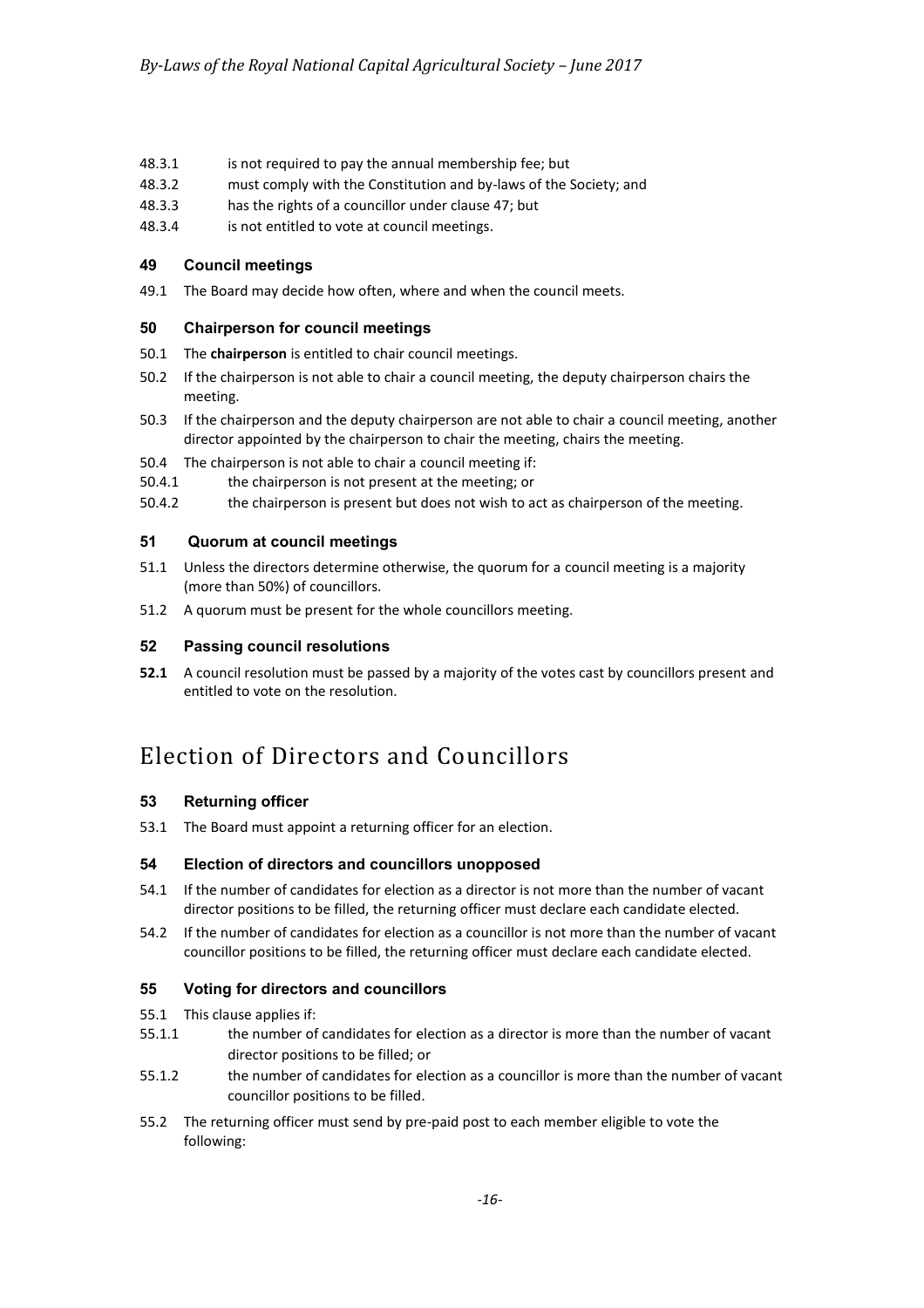48.3.1 is not required to pay the annual membership fee; but

48.3.2 must comply with the Constitution and by-laws of the Society; and

48.3.3 has the rights of a councillor under clause 47; but

48.3.4 is not entitled to vote at council meetings.

### 49 Council meetings

49.1 The Board may decide how often, where and when the council meets.

### 50 Chairperson for council meetings

50.1 The **chairperson** is entitled to chair council meetings.

50.2 If the chairperson is not able to chair a council meeting, the deputy chairperson chairs the meeting.

50.3 If the chairperson and the deputy chairperson are not able to chair a council meeting, another director appointed by the chairperson to chair the meeting, chairs the meeting.

50.4 The chairperson is not able to chair a council meeting if:

50.4.1 the chairperson is not present at the meeting; or

50.4.2 the chairperson is present but does not wish to act as chairperson of the meeting.

### 51 Quorum at council meetings

51.1 Unless the directors determine otherwise, the quorum for a council meeting is a majority (more than 50%) of councillors.

51.2 A quorum must be present for the whole councillors meeting.

### 52 Passing council resolutions

**52.1** A council resolution must be passed by a majority of the votes cast by councillors present and entitled to vote on the resolution.

## Election of Directors and Councillors

### 53 Returning officer

53.1 The Board must appoint a returning officer for an election.

### 54 Election of directors and councillors unopposed

54.1 If the number of candidates for election as a director is not more than the number of vacant director positions to be filled, the returning officer must declare each candidate elected.

54.2 If the number of candidates for election as a councillor is not more than the number of vacant councillor positions to be filled, the returning officer must declare each candidate elected.

### 55 Voting for directors and councillors

55.1 This clause applies if:

55.1.1 the number of candidates for election as a director is more than the number of vacant director positions to be filled; or

55.1.2 the number of candidates for election as a councillor is more than the number of vacant councillor positions to be filled.

55.2 The returning officer must send by pre-paid post to each member eligible to vote the following: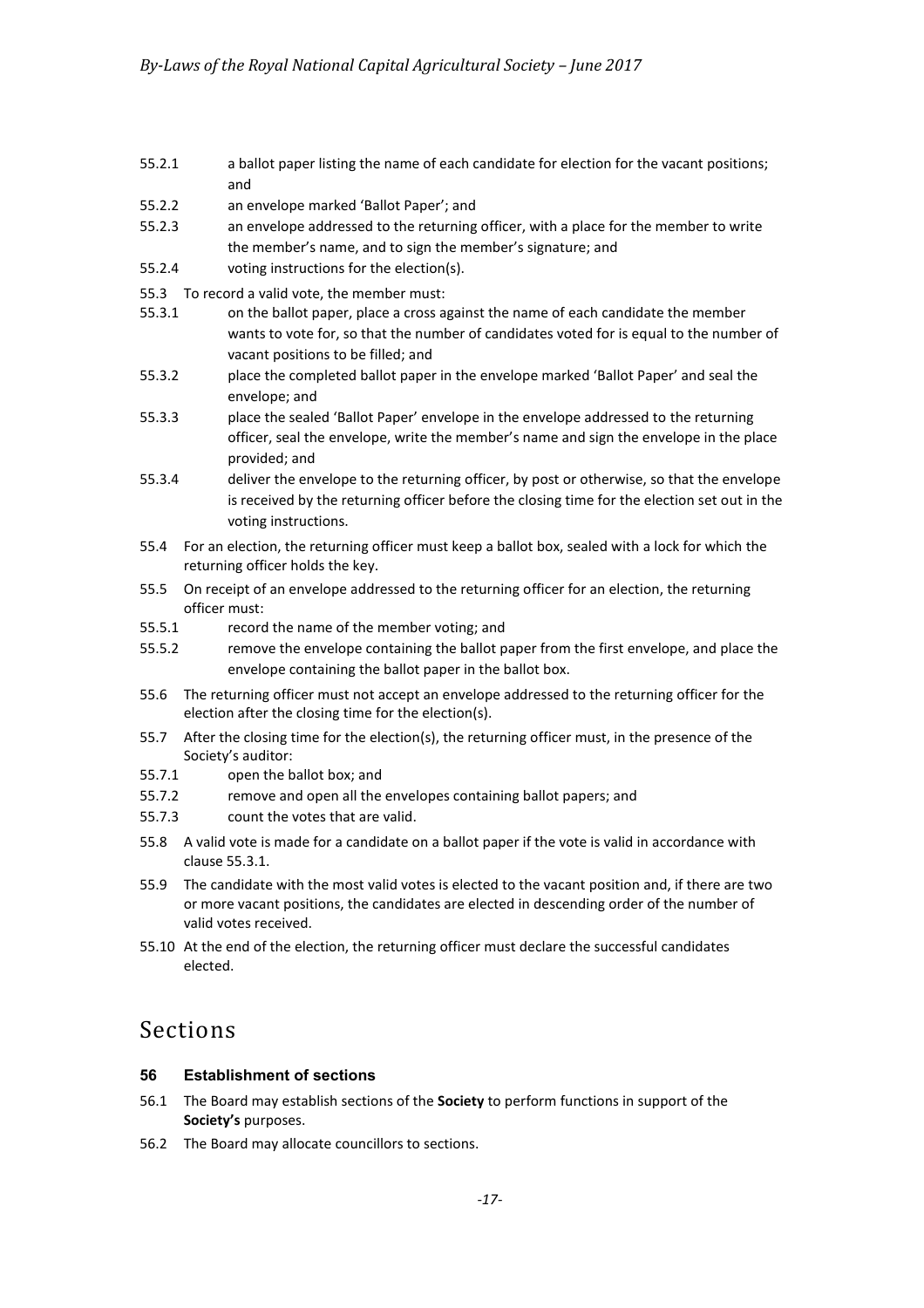55.2.1 a ballot paper listing the name of each candidate for election for the vacant positions; and

55.2.2 an envelope marked 'Ballot Paper'; and

55.2.3 an envelope addressed to the returning officer, with a place for the member to write the member's name, and to sign the member's signature; and

55.2.4 voting instructions for the election(s).

55.3 To record a valid vote, the member must:

55.3.1 on the ballot paper, place a cross against the name of each candidate the member wants to vote for, so that the number of candidates voted for is equal to the number of vacant positions to be filled; and

55.3.2 place the completed ballot paper in the envelope marked 'Ballot Paper' and seal the envelope; and

55.3.3 place the sealed 'Ballot Paper' envelope in the envelope addressed to the returning officer, seal the envelope, write the member's name and sign the envelope in the place provided; and

55.3.4 deliver the envelope to the returning officer, by post or otherwise, so that the envelope is received by the returning officer before the closing time for the election set out in the voting instructions.

55.4 For an election, the returning officer must keep a ballot box, sealed with a lock for which the returning officer holds the key.

55.5 On receipt of an envelope addressed to the returning officer for an election, the returning officer must:

55.5.1 record the name of the member voting; and

55.5.2 remove the envelope containing the ballot paper from the first envelope, and place the envelope containing the ballot paper in the ballot box.

55.6 The returning officer must not accept an envelope addressed to the returning officer for the election after the closing time for the election(s).

55.7 After the closing time for the election(s), the returning officer must, in the presence of the Society's auditor:

55.7.1 open the ballot box; and

55.7.2 remove and open all the envelopes containing ballot papers; and

55.7.3 count the votes that are valid.

55.8 A valid vote is made for a candidate on a ballot paper if the vote is valid in accordance with clause 55.3.1.

55.9 The candidate with the most valid votes is elected to the vacant position and, if there are two or more vacant positions, the candidates are elected in descending order of the number of valid votes received.

55.10 At the end of the election, the returning officer must declare the successful candidates elected.

# Sections

### 56 Establishment of sections

56.1 The Board may establish sections of the **Society** to perform functions in support of the **Society's** purposes.

56.2 The Board may allocate councillors to sections.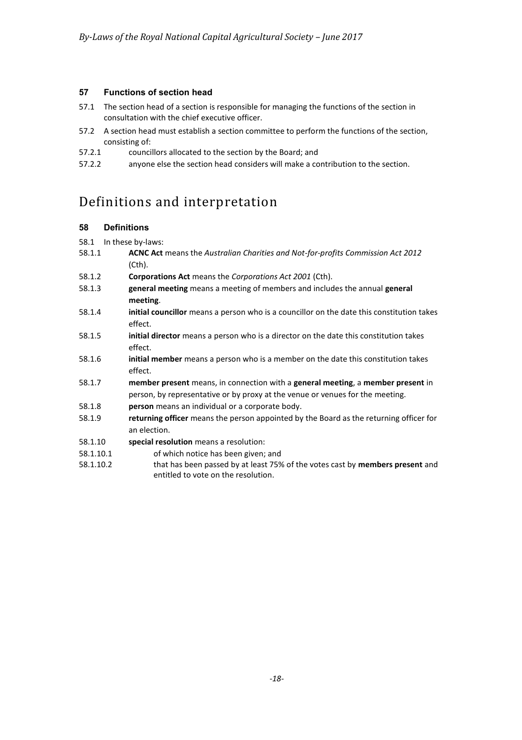### 57 Functions of section head

57.1 The section head of a section is responsible for managing the functions of the section in consultation with the chief executive officer.

57.2 A section head must establish a section committee to perform the functions of the section, consisting of:

57.2.1 councillors allocated to the section by the Board; and

57.2.2 anyone else the section head considers will make a contribution to the section.

## Definitions and interpretation

### 58 Definitions

58.1 In these by-laws:

58.1.1 **ACNC Act** means the *Australian Charities and Not-for-profits Commission Act 2012* (Cth).

58.1.2 **Corporations Act** means the *Corporations Act 2001* (Cth).

58.1.3 **general meeting** means a meeting of members and includes the annual **general meeting**.

58.1.4 **initial councillor** means a person who is a councillor on the date this constitution takes effect.

58.1.5 **initial director** means a person who is a director on the date this constitution takes effect.

58.1.6 **initial member** means a person who is a member on the date this constitution takes effect.

58.1.7 **member present** means, in connection with a **general meeting**, a **member present** in person, by representative or by proxy at the venue or venues for the meeting.

58.1.8 **person** means an individual or a corporate body.

58.1.9 **returning officer** means the person appointed by the Board as the returning officer for an election.

58.1.10 **special resolution** means a resolution:

58.1.10.1 of which notice has been given; and

58.1.10.2 that has been passed by at least 75% of the votes cast by **members present** and entitled to vote on the resolution.